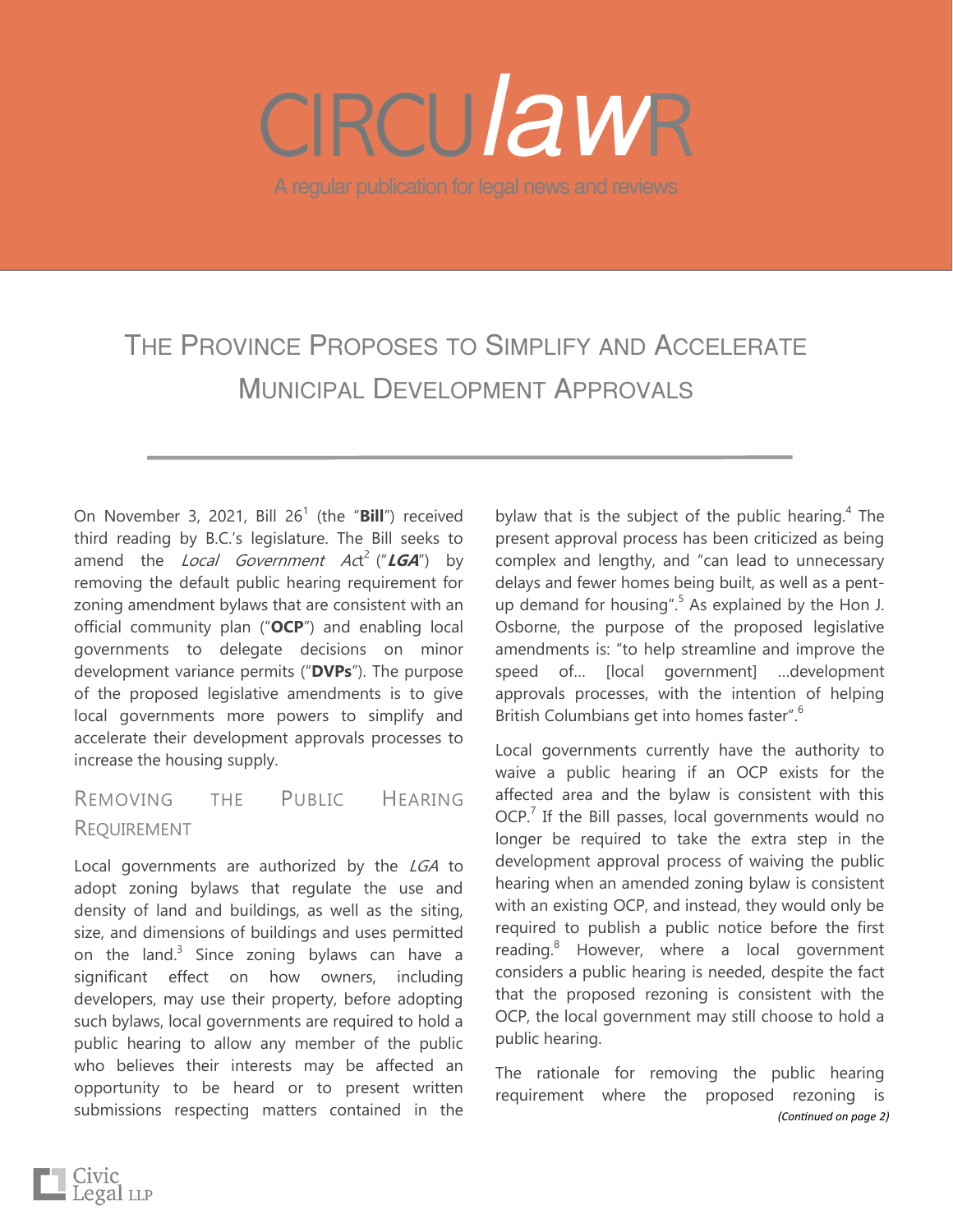# CIRCU*law*R

A regular publication for legal news and reviews

## The Province Proposes to Simplify and Accelerate Municipal Development Approvals

On November 3, 2021, Bill 26[1] (the "**Bill**") received third reading by B.C.'s legislature. The Bill seeks to amend the *Local Government Act*[2] ("***LGA***") by removing the default public hearing requirement for zoning amendment bylaws that are consistent with an official community plan ("**OCP**") and enabling local governments to delegate decisions on minor development variance permits ("**DVPs**"). The purpose of the proposed legislative amendments is to give local governments more powers to simplify and accelerate their development approvals processes to increase the housing supply.

### Removing the Public Hearing Requirement

Local governments are authorized by the *LGA* to adopt zoning bylaws that regulate the use and density of land and buildings, as well as the siting, size, and dimensions of buildings and uses permitted on the land.[3] Since zoning bylaws can have a significant effect on how owners, including developers, may use their property, before adopting such bylaws, local governments are required to hold a public hearing to allow any member of the public who believes their interests may be affected an opportunity to be heard or to present written submissions respecting matters contained in the bylaw that is the subject of the public hearing.[4] The present approval process has been criticized as being complex and lengthy, and "can lead to unnecessary delays and fewer homes being built, as well as a pent-up demand for housing".[5] As explained by the Hon J. Osborne, the purpose of the proposed legislative amendments is: "to help streamline and improve the speed of… [local government] …development approvals processes, with the intention of helping British Columbians get into homes faster".[6]

Local governments currently have the authority to waive a public hearing if an OCP exists for the affected area and the bylaw is consistent with this OCP.[7] If the Bill passes, local governments would no longer be required to take the extra step in the development approval process of waiving the public hearing when an amended zoning bylaw is consistent with an existing OCP, and instead, they would only be required to publish a public notice before the first reading.[8] However, where a local government considers a public hearing is needed, despite the fact that the proposed rezoning is consistent with the OCP, the local government may still choose to hold a public hearing.

The rationale for removing the public hearing requirement where the proposed rezoning is

*(Continued on page 2)*

Civic Legal LLP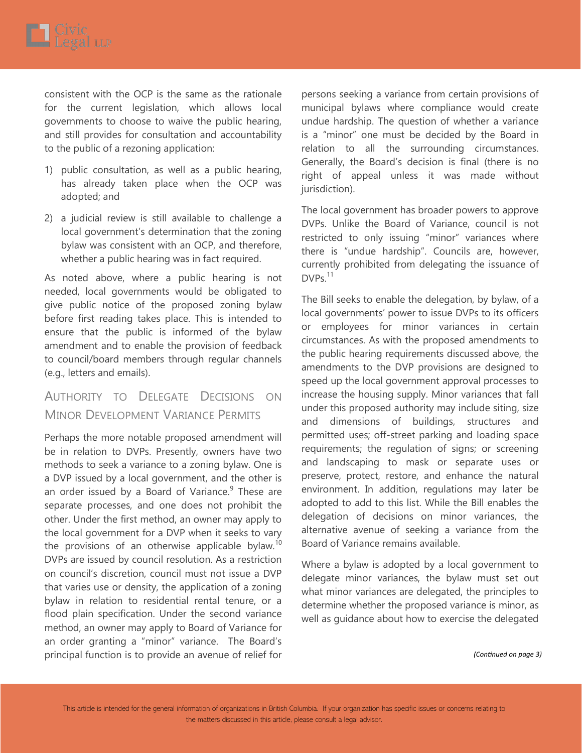consistent with the OCP is the same as the rationale for the current legislation, which allows local governments to choose to waive the public hearing, and still provides for consultation and accountability to the public of a rezoning application:

1) public consultation, as well as a public hearing, has already taken place when the OCP was adopted; and

2) a judicial review is still available to challenge a local government's determination that the zoning bylaw was consistent with an OCP, and therefore, whether a public hearing was in fact required.

As noted above, where a public hearing is not needed, local governments would be obligated to give public notice of the proposed zoning bylaw before first reading takes place. This is intended to ensure that the public is informed of the bylaw amendment and to enable the provision of feedback to council/board members through regular channels (e.g., letters and emails).

## Authority to Delegate Decisions on Minor Development Variance Permits

Perhaps the more notable proposed amendment will be in relation to DVPs. Presently, owners have two methods to seek a variance to a zoning bylaw. One is a DVP issued by a local government, and the other is an order issued by a Board of Variance.[9] These are separate processes, and one does not prohibit the other. Under the first method, an owner may apply to the local government for a DVP when it seeks to vary the provisions of an otherwise applicable bylaw.[10] DVPs are issued by council resolution. As a restriction on council's discretion, council must not issue a DVP that varies use or density, the application of a zoning bylaw in relation to residential rental tenure, or a flood plain specification. Under the second variance method, an owner may apply to Board of Variance for an order granting a "minor" variance. The Board's principal function is to provide an avenue of relief for persons seeking a variance from certain provisions of municipal bylaws where compliance would create undue hardship. The question of whether a variance is a "minor" one must be decided by the Board in relation to all the surrounding circumstances. Generally, the Board's decision is final (there is no right of appeal unless it was made without jurisdiction).

The local government has broader powers to approve DVPs. Unlike the Board of Variance, council is not restricted to only issuing "minor" variances where there is "undue hardship". Councils are, however, currently prohibited from delegating the issuance of DVPs.[11]

The Bill seeks to enable the delegation, by bylaw, of a local governments' power to issue DVPs to its officers or employees for minor variances in certain circumstances. As with the proposed amendments to the public hearing requirements discussed above, the amendments to the DVP provisions are designed to speed up the local government approval processes to increase the housing supply. Minor variances that fall under this proposed authority may include siting, size and dimensions of buildings, structures and permitted uses; off-street parking and loading space requirements; the regulation of signs; or screening and landscaping to mask or separate uses or preserve, protect, restore, and enhance the natural environment. In addition, regulations may later be adopted to add to this list. While the Bill enables the delegation of decisions on minor variances, the alternative avenue of seeking a variance from the Board of Variance remains available.

Where a bylaw is adopted by a local government to delegate minor variances, the bylaw must set out what minor variances are delegated, the principles to determine whether the proposed variance is minor, as well as guidance about how to exercise the delegated

*(Continued on page 3)*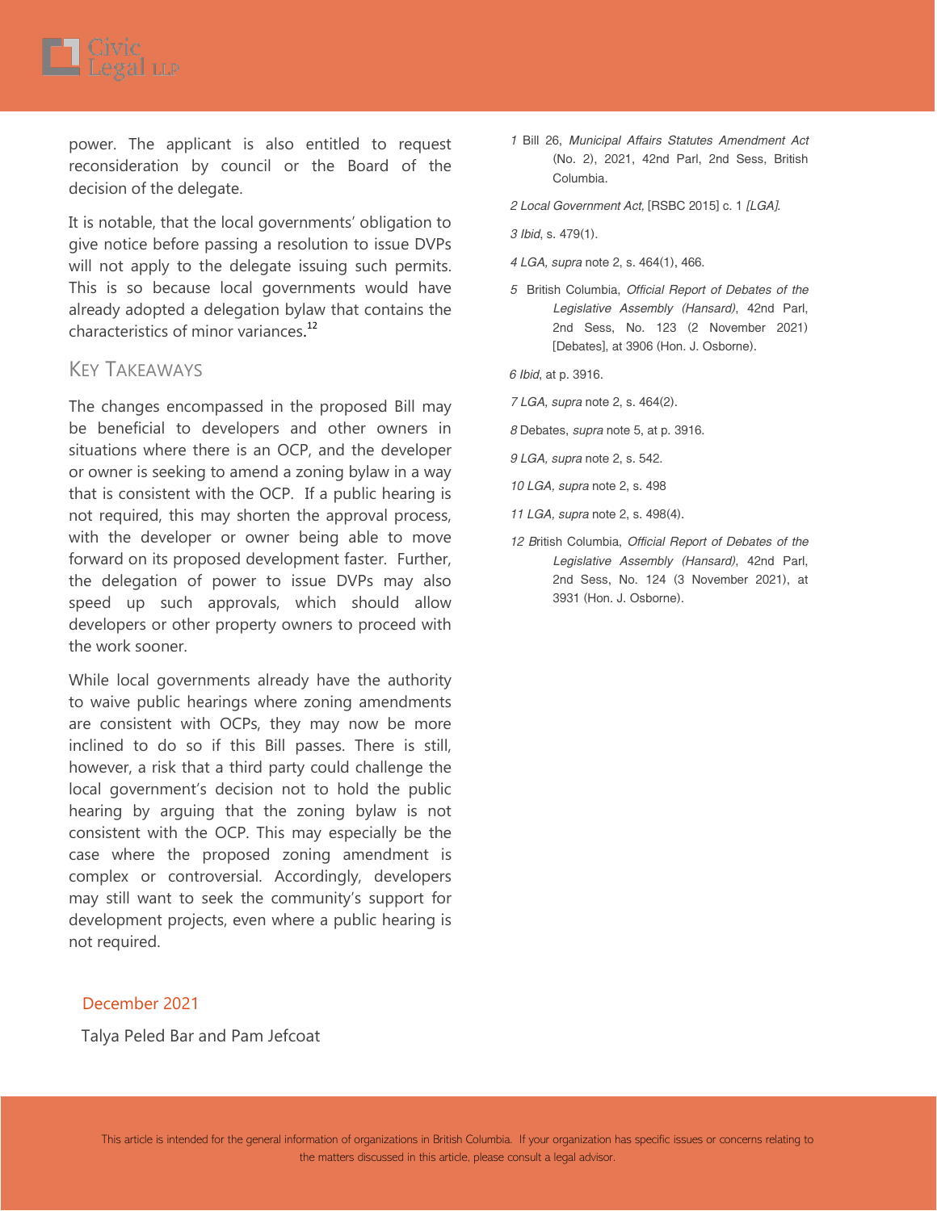power. The applicant is also entitled to request reconsideration by council or the Board of the decision of the delegate.

It is notable, that the local governments' obligation to give notice before passing a resolution to issue DVPs will not apply to the delegate issuing such permits. This is so because local governments would have already adopted a delegation bylaw that contains the characteristics of minor variances.[12]

## KEY TAKEAWAYS

The changes encompassed in the proposed Bill may be beneficial to developers and other owners in situations where there is an OCP, and the developer or owner is seeking to amend a zoning bylaw in a way that is consistent with the OCP. If a public hearing is not required, this may shorten the approval process, with the developer or owner being able to move forward on its proposed development faster. Further, the delegation of power to issue DVPs may also speed up such approvals, which should allow developers or other property owners to proceed with the work sooner.

While local governments already have the authority to waive public hearings where zoning amendments are consistent with OCPs, they may now be more inclined to do so if this Bill passes. There is still, however, a risk that a third party could challenge the local government's decision not to hold the public hearing by arguing that the zoning bylaw is not consistent with the OCP. This may especially be the case where the proposed zoning amendment is complex or controversial. Accordingly, developers may still want to seek the community's support for development projects, even where a public hearing is not required.

December 2021

Talya Peled Bar and Pam Jefcoat

---

1 Bill 26, *Municipal Affairs Statutes Amendment Act* (No. 2), 2021, 42nd Parl, 2nd Sess, British Columbia.

2 *Local Government Act,* [RSBC 2015] c. 1 *[LGA].*

3 *Ibid*, s. 479(1).

4 *LGA, supra* note 2, s. 464(1), 466.

5 British Columbia, *Official Report of Debates of the Legislative Assembly (Hansard)*, 42nd Parl, 2nd Sess, No. 123 (2 November 2021) [Debates], at 3906 (Hon. J. Osborne).

6 *Ibid*, at p. 3916.

7 *LGA, supra* note 2, s. 464(2).

8 Debates, *supra* note 5, at p. 3916.

9 *LGA, supra* note 2, s. 542.

10 *LGA, supra* note 2, s. 498

11 *LGA, supra* note 2, s. 498(4).

12 British Columbia, *Official Report of Debates of the Legislative Assembly (Hansard)*, 42nd Parl, 2nd Sess, No. 124 (3 November 2021), at 3931 (Hon. J. Osborne).

This article is intended for the general information of organizations in British Columbia. If your organization has specific issues or concerns relating to the matters discussed in this article, please consult a legal advisor.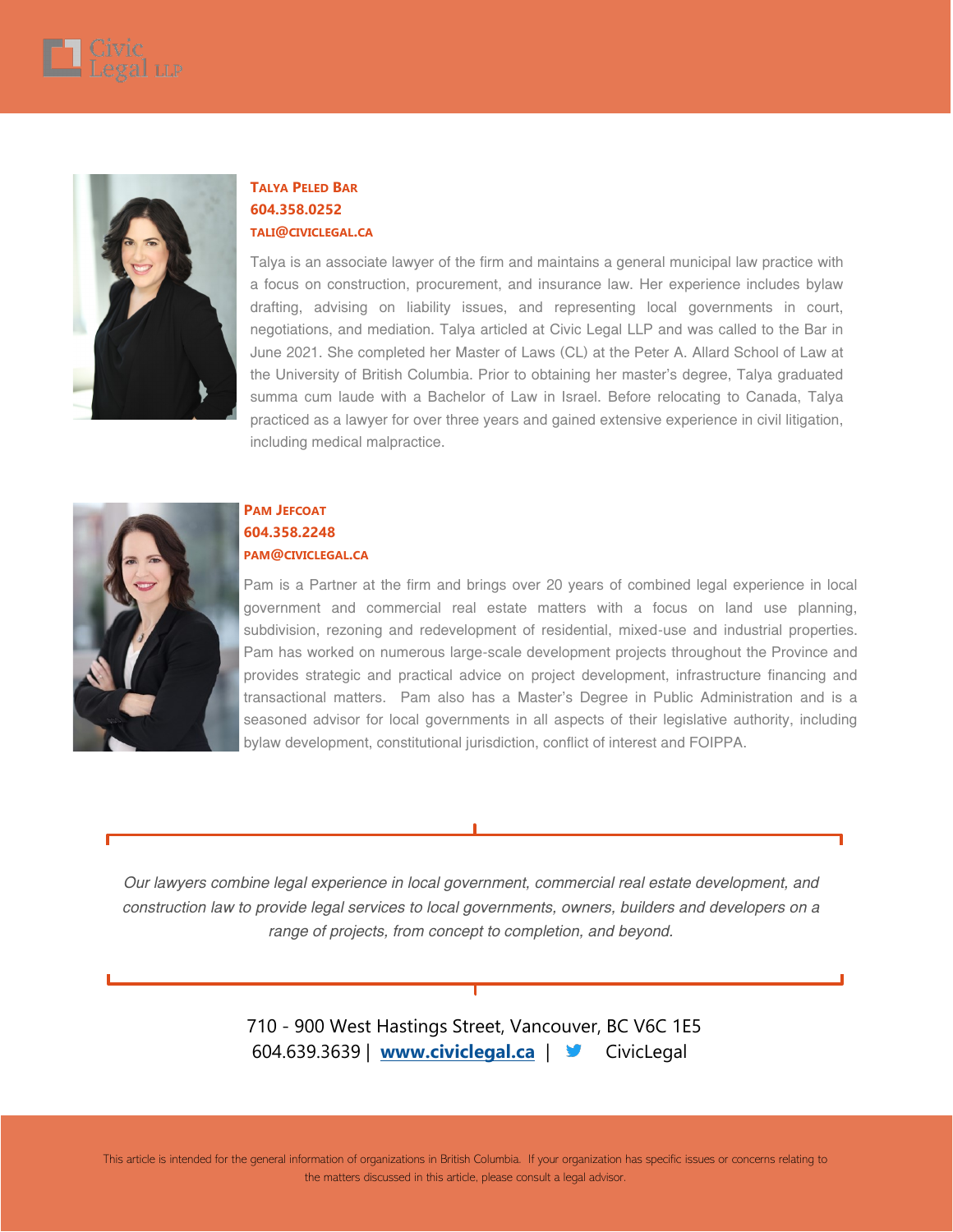**Talya Peled Bar**
**604.358.0252**
**tali@civiclegal.ca**

Talya is an associate lawyer of the firm and maintains a general municipal law practice with a focus on construction, procurement, and insurance law. Her experience includes bylaw drafting, advising on liability issues, and representing local governments in court, negotiations, and mediation. Talya articled at Civic Legal LLP and was called to the Bar in June 2021. She completed her Master of Laws (CL) at the Peter A. Allard School of Law at the University of British Columbia. Prior to obtaining her master's degree, Talya graduated summa cum laude with a Bachelor of Law in Israel. Before relocating to Canada, Talya practiced as a lawyer for over three years and gained extensive experience in civil litigation, including medical malpractice.

**Pam Jefcoat**
**604.358.2248**
**pam@civiclegal.ca**

Pam is a Partner at the firm and brings over 20 years of combined legal experience in local government and commercial real estate matters with a focus on land use planning, subdivision, rezoning and redevelopment of residential, mixed-use and industrial properties. Pam has worked on numerous large-scale development projects throughout the Province and provides strategic and practical advice on project development, infrastructure financing and transactional matters. Pam also has a Master's Degree in Public Administration and is a seasoned advisor for local governments in all aspects of their legislative authority, including bylaw development, constitutional jurisdiction, conflict of interest and FOIPPA.

*Our lawyers combine legal experience in local government, commercial real estate development, and construction law to provide legal services to local governments, owners, builders and developers on a range of projects, from concept to completion, and beyond.*

710 - 900 West Hastings Street, Vancouver, BC V6C 1E5
604.639.3639 | **www.civiclegal.ca** | CivicLegal

This article is intended for the general information of organizations in British Columbia. If your organization has specific issues or concerns relating to the matters discussed in this article, please consult a legal advisor.